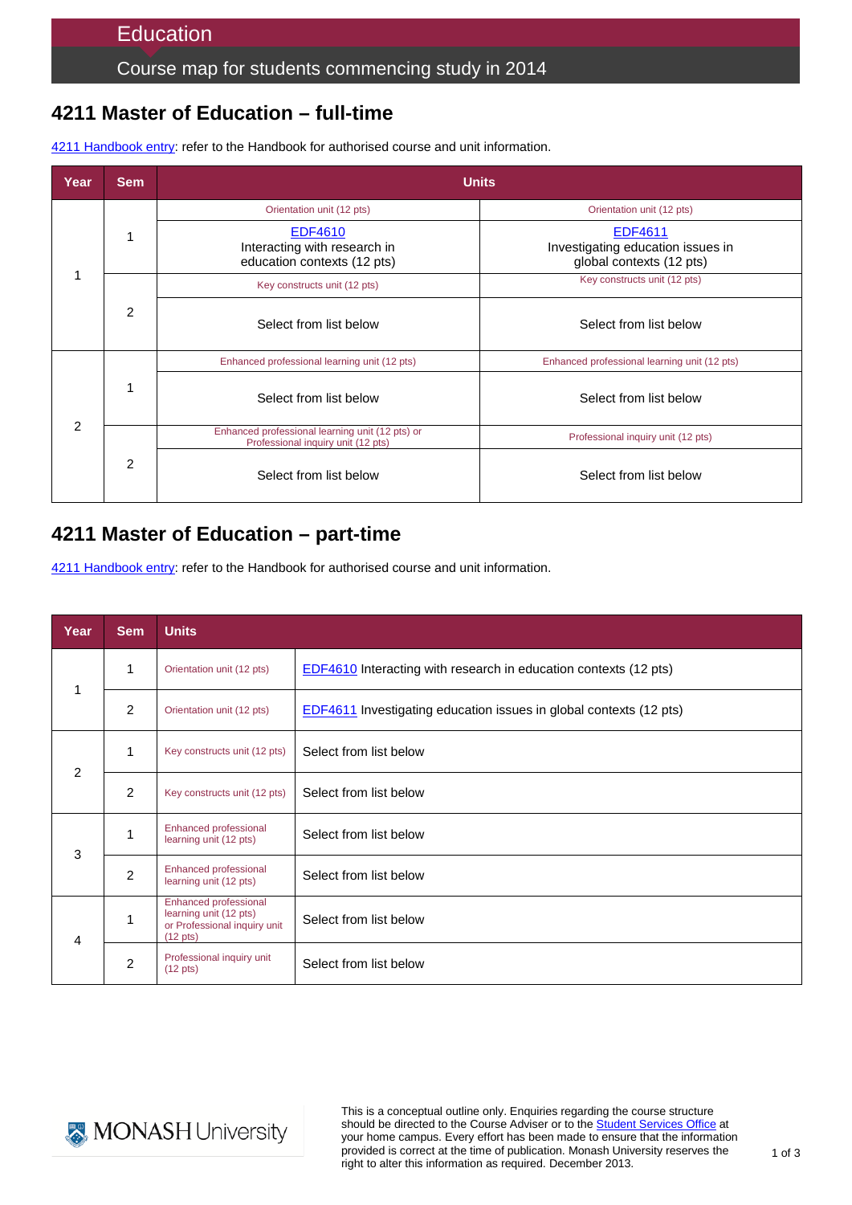# Education

## Course map for students commencing study in 2014

## 4211 Master of Education – full-time

4211 Handbook entry: refer to the Handbook for authorised course and unit information.

| Year | Sem | Units | |
|---|---|---|---|
| 1 | 1 | Orientation unit (12 pts)<br>EDF4610<br>Interacting with research in education contexts (12 pts) | Orientation unit (12 pts)<br>EDF4611<br>Investigating education issues in global contexts (12 pts) |
| | 2 | Key constructs unit (12 pts)<br>Select from list below | Key constructs unit (12 pts)<br>Select from list below |
| 2 | 1 | Enhanced professional learning unit (12 pts)<br>Select from list below | Enhanced professional learning unit (12 pts)<br>Select from list below |
| | 2 | Enhanced professional learning unit (12 pts) or Professional inquiry unit (12 pts)<br>Select from list below | Professional inquiry unit (12 pts)<br>Select from list below |

## 4211 Master of Education – part-time

4211 Handbook entry: refer to the Handbook for authorised course and unit information.

| Year | Sem | Units | |
|---|---|---|---|
| 1 | 1 | Orientation unit (12 pts) | EDF4610 Interacting with research in education contexts (12 pts) |
| | 2 | Orientation unit (12 pts) | EDF4611 Investigating education issues in global contexts (12 pts) |
| 2 | 1 | Key constructs unit (12 pts) | Select from list below |
| | 2 | Key constructs unit (12 pts) | Select from list below |
| 3 | 1 | Enhanced professional learning unit (12 pts) | Select from list below |
| | 2 | Enhanced professional learning unit (12 pts) | Select from list below |
| 4 | 1 | Enhanced professional learning unit (12 pts) or Professional inquiry unit (12 pts) | Select from list below |
| | 2 | Professional inquiry unit (12 pts) | Select from list below |

MONASH University

This is a conceptual outline only. Enquiries regarding the course structure should be directed to the Course Adviser or to the Student Services Office at your home campus. Every effort has been made to ensure that the information provided is correct at the time of publication. Monash University reserves the right to alter this information as required. December 2013.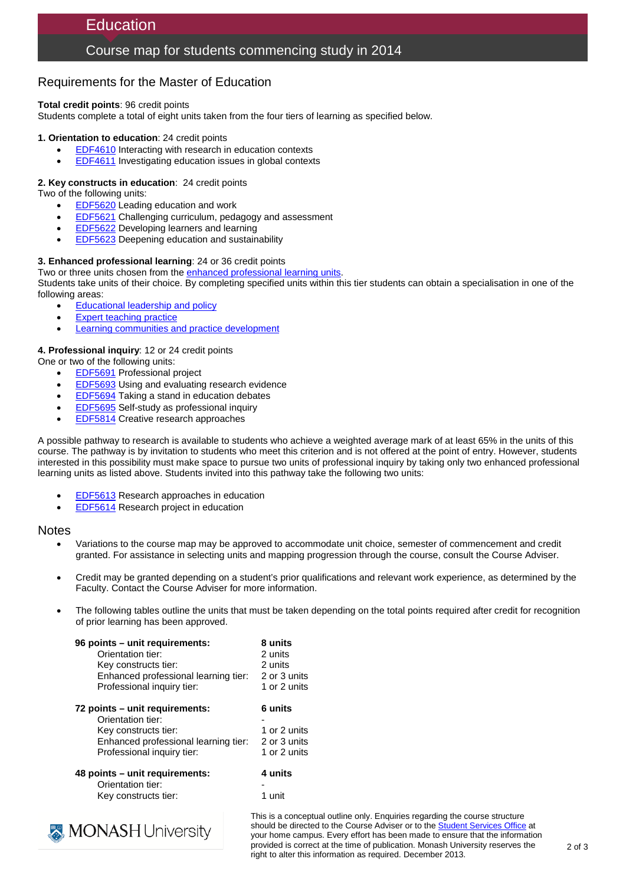# Education

## Course map for students commencing study in 2014

### Requirements for the Master of Education

**Total credit points**: 96 credit points
Students complete a total of eight units taken from the four tiers of learning as specified below.

**1. Orientation to education**: 24 credit points

- EDF4610 Interacting with research in education contexts
- EDF4611 Investigating education issues in global contexts

**2. Key constructs in education**: 24 credit points
Two of the following units:

- EDF5620 Leading education and work
- EDF5621 Challenging curriculum, pedagogy and assessment
- EDF5622 Developing learners and learning
- EDF5623 Deepening education and sustainability

**3. Enhanced professional learning**: 24 or 36 credit points
Two or three units chosen from the enhanced professional learning units.
Students take units of their choice. By completing specified units within this tier students can obtain a specialisation in one of the following areas:

- Educational leadership and policy
- Expert teaching practice
- Learning communities and practice development

**4. Professional inquiry**: 12 or 24 credit points
One or two of the following units:

- EDF5691 Professional project
- EDF5693 Using and evaluating research evidence
- EDF5694 Taking a stand in education debates
- EDF5695 Self-study as professional inquiry
- EDF5814 Creative research approaches

A possible pathway to research is available to students who achieve a weighted average mark of at least 65% in the units of this course. The pathway is by invitation to students who meet this criterion and is not offered at the point of entry. However, students interested in this possibility must make space to pursue two units of professional inquiry by taking only two enhanced professional learning units as listed above. Students invited into this pathway take the following two units:

- EDF5613 Research approaches in education
- EDF5614 Research project in education

### Notes

- Variations to the course map may be approved to accommodate unit choice, semester of commencement and credit granted. For assistance in selecting units and mapping progression through the course, consult the Course Adviser.
- Credit may be granted depending on a student's prior qualifications and relevant work experience, as determined by the Faculty. Contact the Course Adviser for more information.
- The following tables outline the units that must be taken depending on the total points required after credit for recognition of prior learning has been approved.

| **96 points – unit requirements:** | **8 units** |
| --- | --- |
| Orientation tier: | 2 units |
| Key constructs tier: | 2 units |
| Enhanced professional learning tier: | 2 or 3 units |
| Professional inquiry tier: | 1 or 2 units |

| **72 points – unit requirements:** | **6 units** |
| --- | --- |
| Orientation tier: | - |
| Key constructs tier: | 1 or 2 units |
| Enhanced professional learning tier: | 2 or 3 units |
| Professional inquiry tier: | 1 or 2 units |

| **48 points – unit requirements:** | **4 units** |
| --- | --- |
| Orientation tier: | - |
| Key constructs tier: | 1 unit |

This is a conceptual outline only. Enquiries regarding the course structure should be directed to the Course Adviser or to the Student Services Office at your home campus. Every effort has been made to ensure that the information provided is correct at the time of publication. Monash University reserves the right to alter this information as required. December 2013.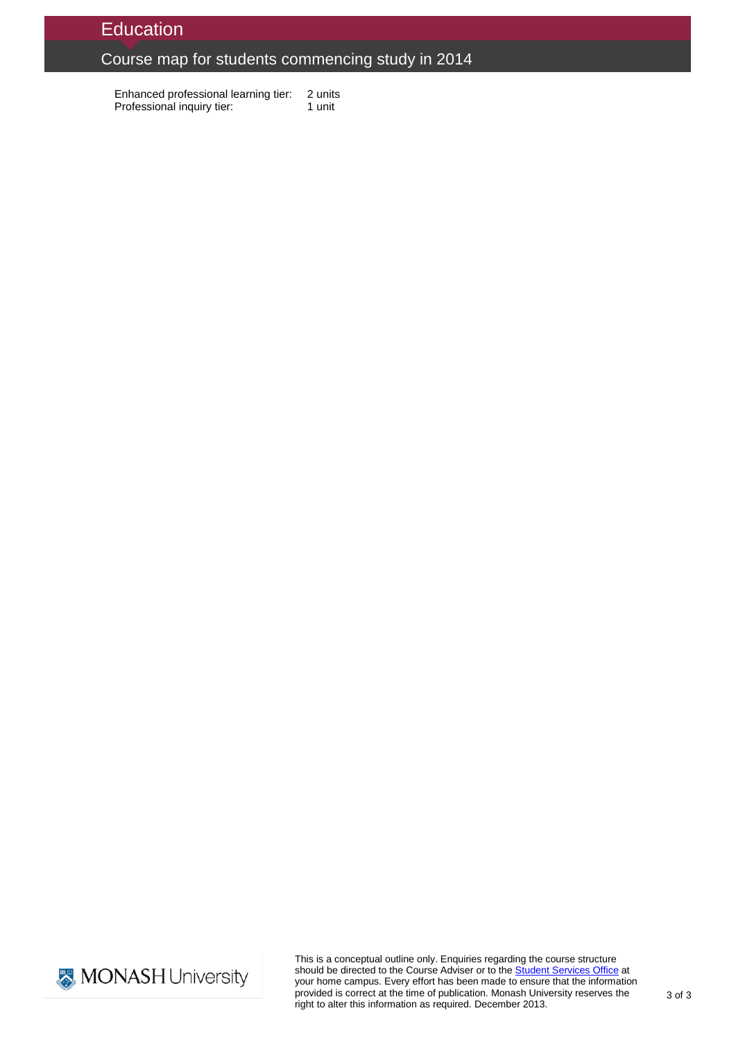Enhanced professional learning tier: 2 units
Professional inquiry tier: 1 unit

This is a conceptual outline only. Enquiries regarding the course structure should be directed to the Course Adviser or to the Student Services Office at your home campus. Every effort has been made to ensure that the information provided is correct at the time of publication. Monash University reserves the right to alter this information as required. December 2013.